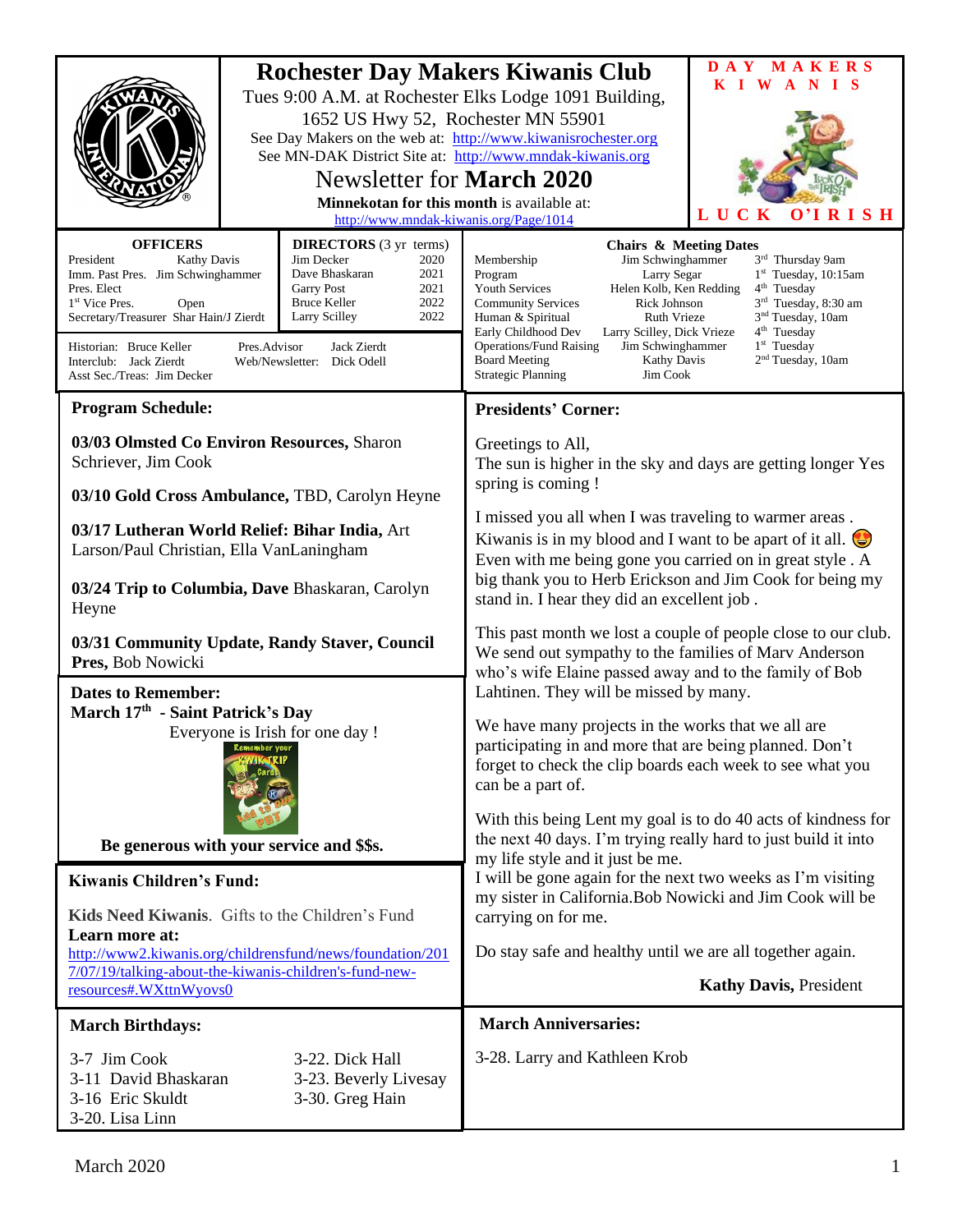# Rochester Day Makers Kiwanis Club

Tues 9:00 A.M. at Rochester Elks Lodge 1091 Building, 1652 US Hwy 52, Rochester MN 55901

See Day Makers on the web at: http://www.kiwanisrochester.org

See MN-DAK District Site at: http://www.mndak-kiwanis.org

## Newsletter for **March 2020**

**Minnekotan for this month** is available at: http://www.mndak-kiwanis.org/Page/1014

**DAY MAKERS KIWANIS**

**LUCK O'IRISH**

### OFFICERS

| | |
|---|---|
| President | Kathy Davis |
| Imm. Past Pres. | Jim Schwinghammer |
| Pres. Elect | |
| 1st Vice Pres. | Open |
| Secretary/Treasurer | Shar Hain/J Zierdt |

### DIRECTORS (3 yr terms)

| | |
|---|---|
| Jim Decker | 2020 |
| Dave Bhaskaran | 2021 |
| Garry Post | 2021 |
| Bruce Keller | 2022 |
| Larry Scilley | 2022 |

Historian: Bruce Keller
Pres.Advisor: Jack Zierdt
Interclub: Jack Zierdt
Web/Newsletter: Dick Odell
Asst Sec./Treas: Jim Decker

### Chairs & Meeting Dates

| | | |
|---|---|---|
| Membership | Jim Schwinghammer | 3rd Thursday 9am |
| Program | Larry Segar | 1st Tuesday, 10:15am |
| Youth Services | Helen Kolb, Ken Redding | 4th Tuesday |
| Community Services | Rick Johnson | 3rd Tuesday, 8:30 am |
| Human & Spiritual | Ruth Vrieze | 3nd Tuesday, 10am |
| Early Childhood Dev | Larry Scilley, Dick Vrieze | 4th Tuesday |
| Operations/Fund Raising | Jim Schwinghammer | 1st Tuesday |
| Board Meeting | Kathy Davis | 2nd Tuesday, 10am |
| Strategic Planning | Jim Cook | |

## Program Schedule:

**03/03 Olmsted Co Environ Resources,** Sharon Schriever, Jim Cook

**03/10 Gold Cross Ambulance,** TBD, Carolyn Heyne

**03/17 Lutheran World Relief: Bihar India,** Art Larson/Paul Christian, Ella VanLaningham

**03/24 Trip to Columbia, Dave** Bhaskaran, Carolyn Heyne

**03/31 Community Update, Randy Staver, Council Pres,** Bob Nowicki

## Dates to Remember:

**March 17th - Saint Patrick's Day**

Everyone is Irish for one day !

Remember your KWIK TRIP Cards — Kids to the Pot

**Be generous with your service and $$s.**

## Kiwanis Children's Fund:

**Kids Need Kiwanis**. Gifts to the Children's Fund

**Learn more at:**
http://www2.kiwanis.org/childrensfund/news/foundation/2017/07/19/talking-about-the-kiwanis-children's-fund-new-resources#.WXttnWyovs0

## Presidents' Corner:

Greetings to All,

The sun is higher in the sky and days are getting longer Yes spring is coming !

I missed you all when I was traveling to warmer areas . Kiwanis is in my blood and I want to be apart of it all. 😍 Even with me being gone you carried on in great style . A big thank you to Herb Erickson and Jim Cook for being my stand in. I hear they did an excellent job .

This past month we lost a couple of people close to our club. We send out sympathy to the families of Marv Anderson who's wife Elaine passed away and to the family of Bob Lahtinen. They will be missed by many.

We have many projects in the works that we all are participating in and more that are being planned. Don't forget to check the clip boards each week to see what you can be a part of.

With this being Lent my goal is to do 40 acts of kindness for the next 40 days. I'm trying really hard to just build it into my life style and it just be me.

I will be gone again for the next two weeks as I'm visiting my sister in California.Bob Nowicki and Jim Cook will be carrying on for me.

Do stay safe and healthy until we are all together again.

**Kathy Davis,** President

## March Birthdays:

3-7 Jim Cook
3-11 David Bhaskaran
3-16 Eric Skuldt
3-20. Lisa Linn
3-22. Dick Hall
3-23. Beverly Livesay
3-30. Greg Hain

## March Anniversaries:

3-28. Larry and Kathleen Krob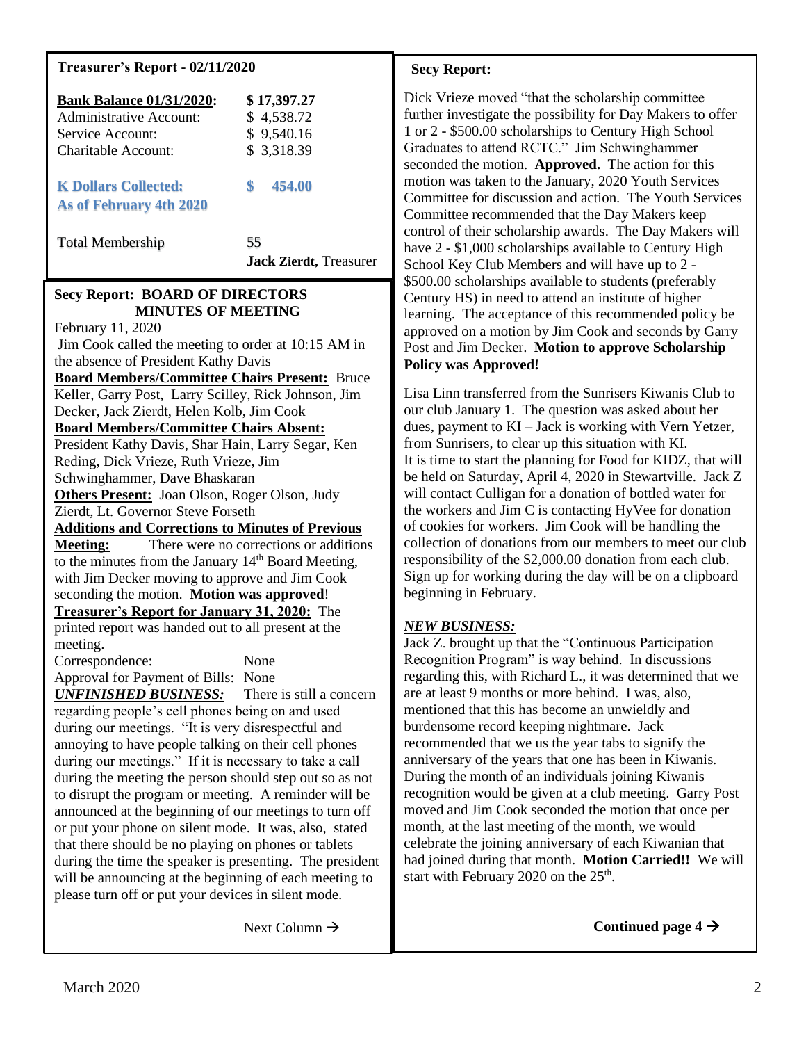**Treasurer's Report - 02/11/2020**

| | |
|---|---|
| **Bank Balance 01/31/2020:** | **$ 17,397.27** |
| Administrative Account: | $ 4,538.72 |
| Service Account: | $ 9,540.16 |
| Charitable Account: | $ 3,318.39 |

**K Dollars Collected: As of February 4th 2020** **$ 454.00**

Total Membership 55

**Jack Zierdt,** Treasurer

**Secy Report: BOARD OF DIRECTORS MINUTES OF MEETING**

February 11, 2020

Jim Cook called the meeting to order at 10:15 AM in the absence of President Kathy Davis

**Board Members/Committee Chairs Present:** Bruce Keller, Garry Post, Larry Scilley, Rick Johnson, Jim Decker, Jack Zierdt, Helen Kolb, Jim Cook

**Board Members/Committee Chairs Absent:** President Kathy Davis, Shar Hain, Larry Segar, Ken Reding, Dick Vrieze, Ruth Vrieze, Jim Schwinghammer, Dave Bhaskaran

**Others Present:** Joan Olson, Roger Olson, Judy Zierdt, Lt. Governor Steve Forseth

**Additions and Corrections to Minutes of Previous Meeting:** There were no corrections or additions to the minutes from the January 14th Board Meeting, with Jim Decker moving to approve and Jim Cook seconding the motion. **Motion was approved**!

**Treasurer's Report for January 31, 2020:** The printed report was handed out to all present at the meeting.

Correspondence: None

Approval for Payment of Bills: None

***UNFINISHED BUSINESS:*** There is still a concern regarding people's cell phones being on and used during our meetings. "It is very disrespectful and annoying to have people talking on their cell phones during our meetings." If it is necessary to take a call during the meeting the person should step out so as not to disrupt the program or meeting. A reminder will be announced at the beginning of our meetings to turn off or put your phone on silent mode. It was, also, stated that there should be no playing on phones or tablets during the time the speaker is presenting. The president will be announcing at the beginning of each meeting to please turn off or put your devices in silent mode.

**Secy Report:**

Dick Vrieze moved "that the scholarship committee further investigate the possibility for Day Makers to offer 1 or 2 - $500.00 scholarships to Century High School Graduates to attend RCTC." Jim Schwinghammer seconded the motion. **Approved.** The action for this motion was taken to the January, 2020 Youth Services Committee for discussion and action. The Youth Services Committee recommended that the Day Makers keep control of their scholarship awards. The Day Makers will have 2 - $1,000 scholarships available to Century High School Key Club Members and will have up to 2 - $500.00 scholarships available to students (preferably Century HS) in need to attend an institute of higher learning. The acceptance of this recommended policy be approved on a motion by Jim Cook and seconds by Garry Post and Jim Decker. **Motion to approve Scholarship Policy was Approved!**

Lisa Linn transferred from the Sunrisers Kiwanis Club to our club January 1. The question was asked about her dues, payment to KI – Jack is working with Vern Yetzer, from Sunrisers, to clear up this situation with KI.

It is time to start the planning for Food for KIDZ, that will be held on Saturday, April 4, 2020 in Stewartville. Jack Z will contact Culligan for a donation of bottled water for the workers and Jim C is contacting HyVee for donation of cookies for workers. Jim Cook will be handling the collection of donations from our members to meet our club responsibility of the $2,000.00 donation from each club. Sign up for working during the day will be on a clipboard beginning in February.

***NEW BUSINESS:***

Jack Z. brought up that the "Continuous Participation Recognition Program" is way behind. In discussions regarding this, with Richard L., it was determined that we are at least 9 months or more behind. I was, also, mentioned that this has become an unwieldy and burdensome record keeping nightmare. Jack recommended that we us the year tabs to signify the anniversary of the years that one has been in Kiwanis. During the month of an individuals joining Kiwanis recognition would be given at a club meeting. Garry Post moved and Jim Cook seconded the motion that once per month, at the last meeting of the month, we would celebrate the joining anniversary of each Kiwanian that had joined during that month. **Motion Carried!!** We will start with February 2020 on the 25th.

**Continued page 4 →**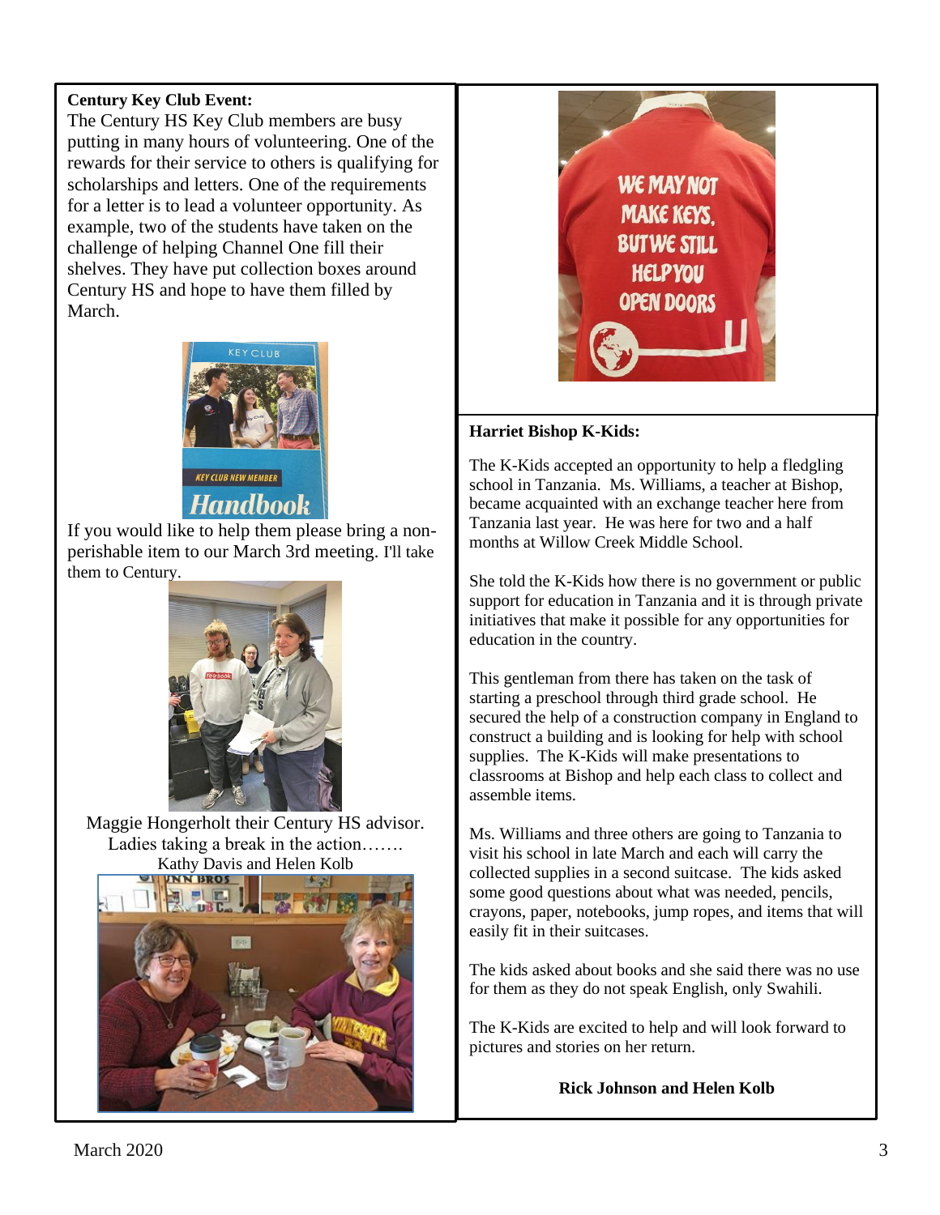**Century Key Club Event:**

The Century HS Key Club members are busy putting in many hours of volunteering. One of the rewards for their service to others is qualifying for scholarships and letters. One of the requirements for a letter is to lead a volunteer opportunity. As example, two of the students have taken on the challenge of helping Channel One fill their shelves. They have put collection boxes around Century HS and hope to have them filled by March.

If you would like to help them please bring a non-perishable item to our March 3rd meeting. I'll take them to Century.

Maggie Hongerholt their Century HS advisor.

Ladies taking a break in the action…….

Kathy Davis and Helen Kolb

**Harriet Bishop K-Kids:**

The K-Kids accepted an opportunity to help a fledgling school in Tanzania. Ms. Williams, a teacher at Bishop, became acquainted with an exchange teacher here from Tanzania last year. He was here for two and a half months at Willow Creek Middle School.

She told the K-Kids how there is no government or public support for education in Tanzania and it is through private initiatives that make it possible for any opportunities for education in the country.

This gentleman from there has taken on the task of starting a preschool through third grade school. He secured the help of a construction company in England to construct a building and is looking for help with school supplies. The K-Kids will make presentations to classrooms at Bishop and help each class to collect and assemble items.

Ms. Williams and three others are going to Tanzania to visit his school in late March and each will carry the collected supplies in a second suitcase. The kids asked some good questions about what was needed, pencils, crayons, paper, notebooks, jump ropes, and items that will easily fit in their suitcases.

The kids asked about books and she said there was no use for them as they do not speak English, only Swahili.

The K-Kids are excited to help and will look forward to pictures and stories on her return.

**Rick Johnson and Helen Kolb**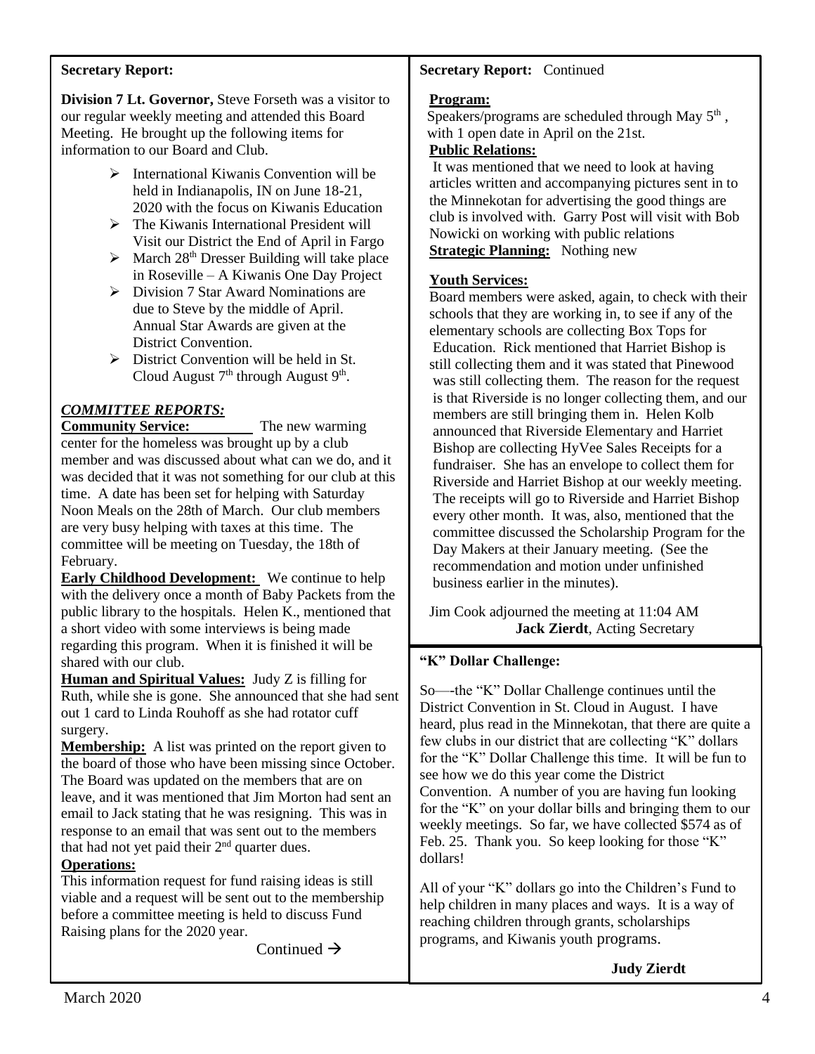**Secretary Report:**

**Division 7 Lt. Governor,** Steve Forseth was a visitor to our regular weekly meeting and attended this Board Meeting. He brought up the following items for information to our Board and Club.

- International Kiwanis Convention will be held in Indianapolis, IN on June 18-21, 2020 with the focus on Kiwanis Education
- The Kiwanis International President will Visit our District the End of April in Fargo
- March 28th Dresser Building will take place in Roseville – A Kiwanis One Day Project
- Division 7 Star Award Nominations are due to Steve by the middle of April. Annual Star Awards are given at the District Convention.
- District Convention will be held in St. Cloud August 7th through August 9th.

***COMMITTEE REPORTS:***

**Community Service:** The new warming center for the homeless was brought up by a club member and was discussed about what can we do, and it was decided that it was not something for our club at this time. A date has been set for helping with Saturday Noon Meals on the 28th of March. Our club members are very busy helping with taxes at this time. The committee will be meeting on Tuesday, the 18th of February.

**Early Childhood Development:** We continue to help with the delivery once a month of Baby Packets from the public library to the hospitals. Helen K., mentioned that a short video with some interviews is being made regarding this program. When it is finished it will be shared with our club.

**Human and Spiritual Values:** Judy Z is filling for Ruth, while she is gone. She announced that she had sent out 1 card to Linda Rouhoff as she had rotator cuff surgery.

**Membership:** A list was printed on the report given to the board of those who have been missing since October. The Board was updated on the members that are on leave, and it was mentioned that Jim Morton had sent an email to Jack stating that he was resigning. This was in response to an email that was sent out to the members that had not yet paid their 2nd quarter dues.

**Operations:**
This information request for fund raising ideas is still viable and a request will be sent out to the membership before a committee meeting is held to discuss Fund Raising plans for the 2020 year.

Continued →

**Secretary Report:** Continued

**Program:**
Speakers/programs are scheduled through May 5th, with 1 open date in April on the 21st.

**Public Relations:**
It was mentioned that we need to look at having articles written and accompanying pictures sent in to the Minnekotan for advertising the good things are club is involved with. Garry Post will visit with Bob Nowicki on working with public relations

**Strategic Planning:** Nothing new

**Youth Services:**
Board members were asked, again, to check with their schools that they are working in, to see if any of the elementary schools are collecting Box Tops for Education. Rick mentioned that Harriet Bishop is still collecting them and it was stated that Pinewood was still collecting them. The reason for the request is that Riverside is no longer collecting them, and our members are still bringing them in. Helen Kolb announced that Riverside Elementary and Harriet Bishop are collecting HyVee Sales Receipts for a fundraiser. She has an envelope to collect them for Riverside and Harriet Bishop at our weekly meeting. The receipts will go to Riverside and Harriet Bishop every other month. It was, also, mentioned that the committee discussed the Scholarship Program for the Day Makers at their January meeting. (See the recommendation and motion under unfinished business earlier in the minutes).

Jim Cook adjourned the meeting at 11:04 AM
**Jack Zierdt**, Acting Secretary

**"K" Dollar Challenge:**

So—-the "K" Dollar Challenge continues until the District Convention in St. Cloud in August. I have heard, plus read in the Minnekotan, that there are quite a few clubs in our district that are collecting "K" dollars for the "K" Dollar Challenge this time. It will be fun to see how we do this year come the District Convention. A number of you are having fun looking for the "K" on your dollar bills and bringing them to our weekly meetings. So far, we have collected $574 as of Feb. 25. Thank you. So keep looking for those "K" dollars!

All of your "K" dollars go into the Children's Fund to help children in many places and ways. It is a way of reaching children through grants, scholarships programs, and Kiwanis youth programs.

**Judy Zierdt**